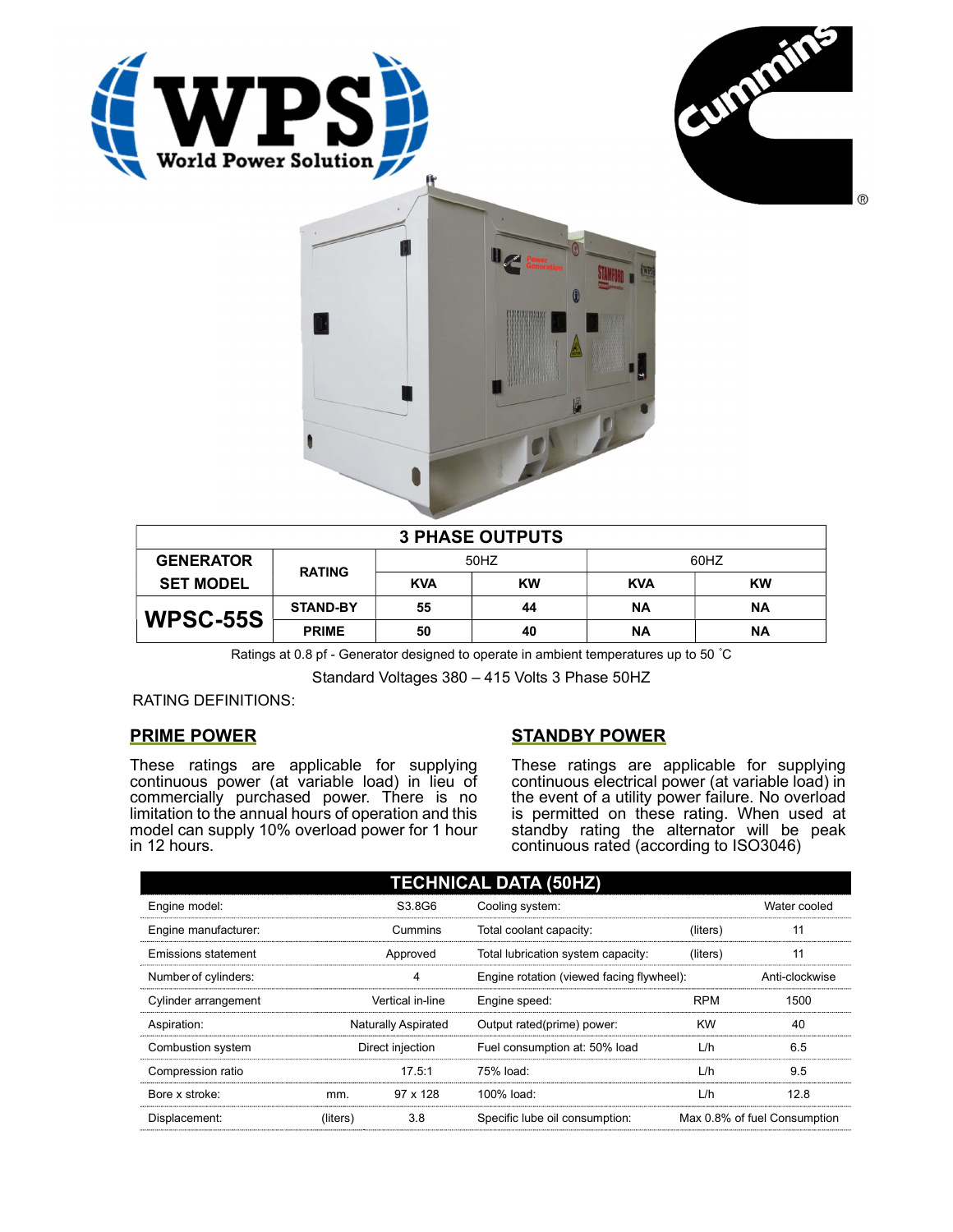WPS World Power Solution

Cummins

## 3 PHASE OUTPUTS

| GENERATOR SET MODEL | RATING | 50HZ | | 60HZ | |
|---|---|---|---|---|---|
| | | KVA | KW | KVA | KW |
| WPSC-55S | STAND-BY | 55 | 44 | NA | NA |
| | PRIME | 50 | 40 | NA | NA |

Ratings at 0.8 pf - Generator designed to operate in ambient temperatures up to 50 ˚C

Standard Voltages 380 – 415 Volts 3 Phase 50HZ

RATING DEFINITIONS:

### PRIME POWER

These ratings are applicable for supplying continuous power (at variable load) in lieu of commercially purchased power. There is no limitation to the annual hours of operation and this model can supply 10% overload power for 1 hour in 12 hours.

### STANDBY POWER

These ratings are applicable for supplying continuous electrical power (at variable load) in the event of a utility power failure. No overload is permitted on these rating. When used at standby rating the alternator will be peak continuous rated (according to ISO3046)

## TECHNICAL DATA (50HZ)

| | | | | | |
|---|---|---|---|---|---|
| Engine model: | | S3.8G6 | Cooling system: | | Water cooled |
| Engine manufacturer: | | Cummins | Total coolant capacity: | (liters) | 11 |
| Emissions statement | | Approved | Total lubrication system capacity: | (liters) | 11 |
| Number of cylinders: | | 4 | Engine rotation (viewed facing flywheel): | | Anti-clockwise |
| Cylinder arrangement | | Vertical in-line | Engine speed: | RPM | 1500 |
| Aspiration: | | Naturally Aspirated | Output rated(prime) power: | KW | 40 |
| Combustion system | | Direct injection | Fuel consumption at: 50% load | L/h | 6.5 |
| Compression ratio | | 17.5:1 | 75% load: | L/h | 9.5 |
| Bore x stroke: | mm. | 97 x 128 | 100% load: | L/h | 12.8 |
| Displacement: | (liters) | 3.8 | Specific lube oil consumption: | | Max 0.8% of fuel Consumption |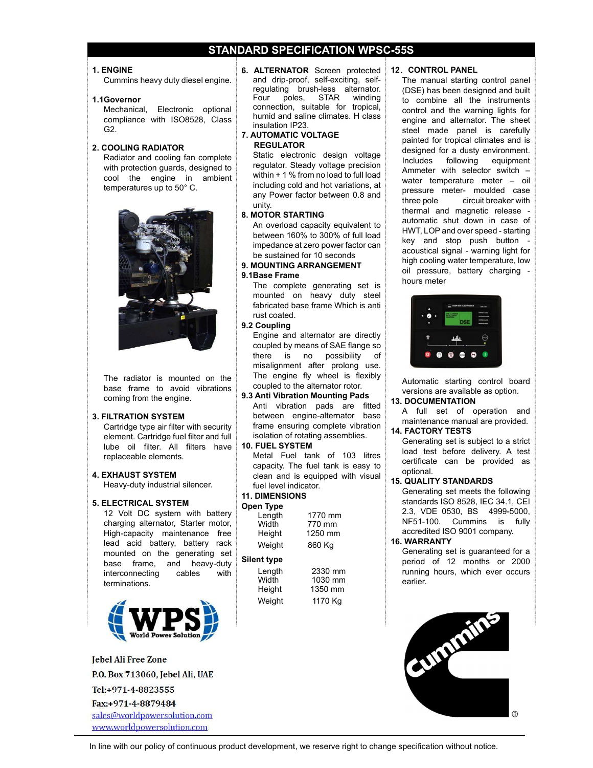# STANDARD SPECIFICATION WPSC-55S

## 1. ENGINE

Cummins heavy duty diesel engine.

### 1.1Governor

Mechanical, Electronic optional compliance with ISO8528, Class G2.

## 2. COOLING RADIATOR

Radiator and cooling fan complete with protection guards, designed to cool the engine in ambient temperatures up to 50° C.

The radiator is mounted on the base frame to avoid vibrations coming from the engine.

## 3. FILTRATION SYSTEM

Cartridge type air filter with security element. Cartridge fuel filter and full lube oil filter. All filters have replaceable elements.

## 4. EXHAUST SYSTEM

Heavy-duty industrial silencer.

## 5. ELECTRICAL SYSTEM

12 Volt DC system with battery charging alternator, Starter motor, High-capacity maintenance free lead acid battery, battery rack mounted on the generating set base frame, and heavy-duty interconnecting cables with terminations.

Jebel Ali Free Zone
P.O. Box 713060, Jebel Ali, UAE
Tel:+971-4-8823555
Fax:+971-4-8879484
sales@worldpowersolution.com
www.worldpowersolution.com

## 6. ALTERNATOR

Screen protected and drip-proof, self-exciting, self-regulating brush-less alternator. Four poles, STAR winding connection, suitable for tropical, humid and saline climates. H class insulation IP23.

## 7. AUTOMATIC VOLTAGE REGULATOR

Static electronic design voltage regulator. Steady voltage precision within + 1 % from no load to full load including cold and hot variations, at any Power factor between 0.8 and unity.

## 8. MOTOR STARTING

An overload capacity equivalent to between 160% to 300% of full load impedance at zero power factor can be sustained for 10 seconds

## 9. MOUNTING ARRANGEMENT

### 9.1Base Frame

The complete generating set is mounted on heavy duty steel fabricated base frame Which is anti rust coated.

### 9.2 Coupling

Engine and alternator are directly coupled by means of SAE flange so there is no possibility of misalignment after prolong use. The engine fly wheel is flexibly coupled to the alternator rotor.

### 9.3 Anti Vibration Mounting Pads

Anti vibration pads are fitted between engine-alternator base frame ensuring complete vibration isolation of rotating assemblies.

## 10. FUEL SYSTEM

Metal Fuel tank of 103 litres capacity. The fuel tank is easy to clean and is equipped with visual fuel level indicator.

## 11. DIMENSIONS

**Open Type**

| | |
|---|---|
| Length | 1770 mm |
| Width | 770 mm |
| Height | 1250 mm |
| Weight | 860 Kg |

**Silent type**

| | |
|---|---|
| Length | 2330 mm |
| Width | 1030 mm |
| Height | 1350 mm |
| Weight | 1170 Kg |

## 12. CONTROL PANEL

The manual starting control panel (DSE) has been designed and built to combine all the instruments control and the warning lights for engine and alternator. The sheet steel made panel is carefully painted for tropical climates and is designed for a dusty environment. Includes following equipment Ammeter with selector switch – water temperature meter – oil pressure meter- moulded case three pole circuit breaker with thermal and magnetic release - automatic shut down in case of HWT, LOP and over speed - starting key and stop push button - acoustical signal - warning light for high cooling water temperature, low oil pressure, battery charging - hours meter

Automatic starting control board versions are available as option.

## 13. DOCUMENTATION

A full set of operation and maintenance manual are provided.

## 14. FACTORY TESTS

Generating set is subject to a strict load test before delivery. A test certificate can be provided as optional.

## 15. QUALITY STANDARDS

Generating set meets the following standards ISO 8528, IEC 34.1, CEI 2.3, VDE 0530, BS 4999-5000, NF51-100. Cummins is fully accredited ISO 9001 company.

## 16. WARRANTY

Generating set is guaranteed for a period of 12 months or 2000 running hours, which ever occurs earlier.

In line with our policy of continuous product development, we reserve right to change specification without notice.